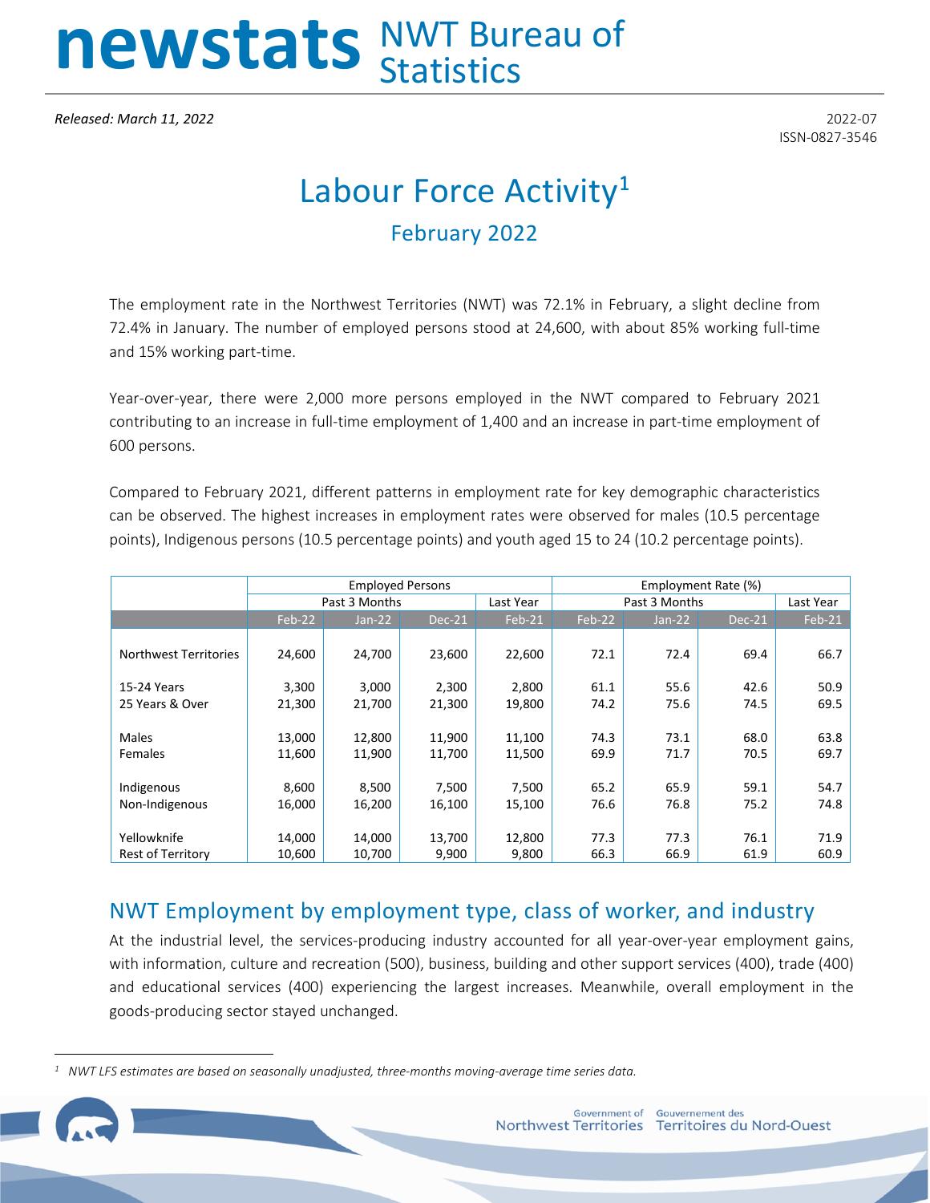# newstats NWT Bureau of Statistics

*Released: March 11, 2022*

2022-07
ISSN-0827-3546

# Labour Force Activity[1]

## February 2022

The employment rate in the Northwest Territories (NWT) was 72.1% in February, a slight decline from 72.4% in January. The number of employed persons stood at 24,600, with about 85% working full-time and 15% working part-time.

Year-over-year, there were 2,000 more persons employed in the NWT compared to February 2021 contributing to an increase in full-time employment of 1,400 and an increase in part-time employment of 600 persons.

Compared to February 2021, different patterns in employment rate for key demographic characteristics can be observed. The highest increases in employment rates were observed for males (10.5 percentage points), Indigenous persons (10.5 percentage points) and youth aged 15 to 24 (10.2 percentage points).

| | Employed Persons | | | | Employment Rate (%) | | | |
|---|---|---|---|---|---|---|---|---|
| | Past 3 Months | | | Last Year | Past 3 Months | | | Last Year |
| | Feb-22 | Jan-22 | Dec-21 | Feb-21 | Feb-22 | Jan-22 | Dec-21 | Feb-21 |
| Northwest Territories | 24,600 | 24,700 | 23,600 | 22,600 | 72.1 | 72.4 | 69.4 | 66.7 |
| 15-24 Years | 3,300 | 3,000 | 2,300 | 2,800 | 61.1 | 55.6 | 42.6 | 50.9 |
| 25 Years & Over | 21,300 | 21,700 | 21,300 | 19,800 | 74.2 | 75.6 | 74.5 | 69.5 |
| Males | 13,000 | 12,800 | 11,900 | 11,100 | 74.3 | 73.1 | 68.0 | 63.8 |
| Females | 11,600 | 11,900 | 11,700 | 11,500 | 69.9 | 71.7 | 70.5 | 69.7 |
| Indigenous | 8,600 | 8,500 | 7,500 | 7,500 | 65.2 | 65.9 | 59.1 | 54.7 |
| Non-Indigenous | 16,000 | 16,200 | 16,100 | 15,100 | 76.6 | 76.8 | 75.2 | 74.8 |
| Yellowknife | 14,000 | 14,000 | 13,700 | 12,800 | 77.3 | 77.3 | 76.1 | 71.9 |
| Rest of Territory | 10,600 | 10,700 | 9,900 | 9,800 | 66.3 | 66.9 | 61.9 | 60.9 |

## NWT Employment by employment type, class of worker, and industry

At the industrial level, the services-producing industry accounted for all year-over-year employment gains, with information, culture and recreation (500), business, building and other support services (400), trade (400) and educational services (400) experiencing the largest increases. Meanwhile, overall employment in the goods-producing sector stayed unchanged.

[1] *NWT LFS estimates are based on seasonally unadjusted, three-months moving-average time series data.*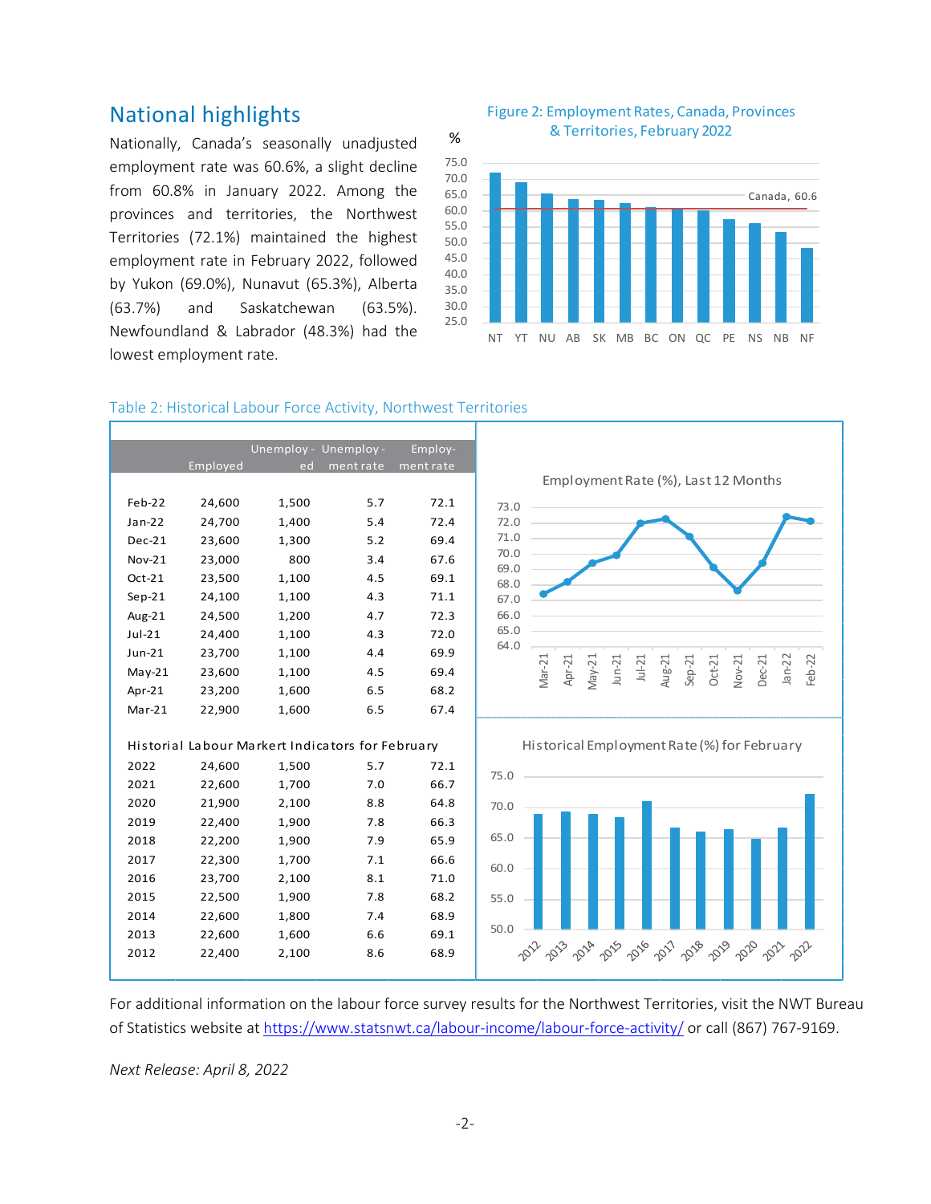## National highlights

Nationally, Canada's seasonally unadjusted employment rate was 60.6%, a slight decline from 60.8% in January 2022. Among the provinces and territories, the Northwest Territories (72.1%) maintained the highest employment rate in February 2022, followed by Yukon (69.0%), Nunavut (65.3%), Alberta (63.7%) and Saskatchewan (63.5%). Newfoundland & Labrador (48.3%) had the lowest employment rate.

Figure 2: Employment Rates, Canada, Provinces & Territories, February 2022

%

75.0
70.0
65.0
60.0
55.0
50.0
45.0
40.0
35.0
30.0
25.0

Canada, 60.6

NT YT NU AB SK MB BC ON QC PE NS NB NF

Table 2: Historical Labour Force Activity, Northwest Territories

| | Employed | Unemploy-ed | Unemploy-ment rate | Employ-ment rate |
|---|---|---|---|---|
| Feb-22 | 24,600 | 1,500 | 5.7 | 72.1 |
| Jan-22 | 24,700 | 1,400 | 5.4 | 72.4 |
| Dec-21 | 23,600 | 1,300 | 5.2 | 69.4 |
| Nov-21 | 23,000 | 800 | 3.4 | 67.6 |
| Oct-21 | 23,500 | 1,100 | 4.5 | 69.1 |
| Sep-21 | 24,100 | 1,100 | 4.3 | 71.1 |
| Aug-21 | 24,500 | 1,200 | 4.7 | 72.3 |
| Jul-21 | 24,400 | 1,100 | 4.3 | 72.0 |
| Jun-21 | 23,700 | 1,100 | 4.4 | 69.9 |
| May-21 | 23,600 | 1,100 | 4.5 | 69.4 |
| Apr-21 | 23,200 | 1,600 | 6.5 | 68.2 |
| Mar-21 | 22,900 | 1,600 | 6.5 | 67.4 |
| **Historical Labour Markert Indicators for February** | | | | |
| 2022 | 24,600 | 1,500 | 5.7 | 72.1 |
| 2021 | 22,600 | 1,700 | 7.0 | 66.7 |
| 2020 | 21,900 | 2,100 | 8.8 | 64.8 |
| 2019 | 22,400 | 1,900 | 7.8 | 66.3 |
| 2018 | 22,200 | 1,900 | 7.9 | 65.9 |
| 2017 | 22,300 | 1,700 | 7.1 | 66.6 |
| 2016 | 23,700 | 2,100 | 8.1 | 71.0 |
| 2015 | 22,500 | 1,900 | 7.8 | 68.2 |
| 2014 | 22,600 | 1,800 | 7.4 | 68.9 |
| 2013 | 22,600 | 1,600 | 6.6 | 69.1 |
| 2012 | 22,400 | 2,100 | 8.6 | 68.9 |

Employment Rate (%), Last 12 Months

73.0
72.0
71.0
70.0
69.0
68.0
67.0
66.0
65.0
64.0

Mar-21 Apr-21 May-21 Jun-21 Jul-21 Aug-21 Sep-21 Oct-21 Nov-21 Dec-21 Jan-22 Feb-22

Historical Employment Rate (%) for February

75.0
70.0
65.0
60.0
55.0
50.0

2012 2013 2014 2015 2016 2017 2018 2019 2020 2021 2022

For additional information on the labour force survey results for the Northwest Territories, visit the NWT Bureau of Statistics website at [https://www.statsnwt.ca/labour-income/labour-force-activity/](https://www.statsnwt.ca/labour-income/labour-force-activity/) or call (867) 767-9169.

*Next Release: April 8, 2022*